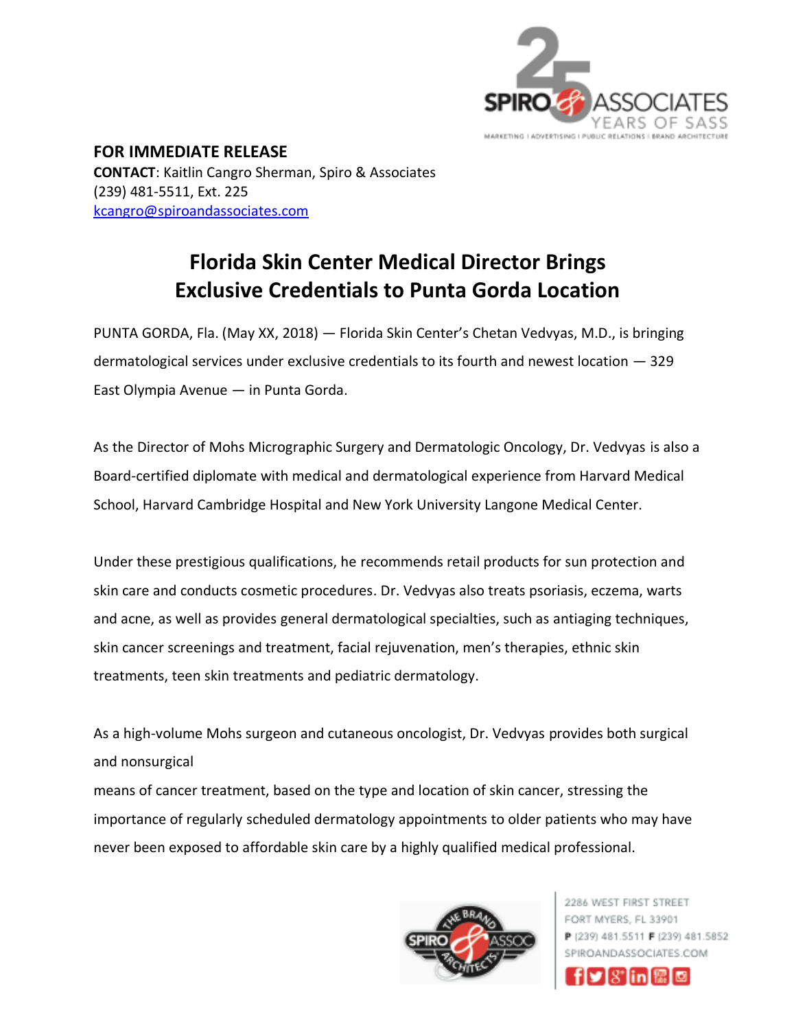**FOR IMMEDIATE RELEASE**
**CONTACT**: Kaitlin Cangro Sherman, Spiro & Associates
(239) 481-5511, Ext. 225
kcangro@spiroandassociates.com

# Florida Skin Center Medical Director Brings Exclusive Credentials to Punta Gorda Location

PUNTA GORDA, Fla. (May XX, 2018) — Florida Skin Center's Chetan Vedvyas, M.D., is bringing dermatological services under exclusive credentials to its fourth and newest location — 329 East Olympia Avenue — in Punta Gorda.

As the Director of Mohs Micrographic Surgery and Dermatologic Oncology, Dr. Vedvyas is also a Board-certified diplomate with medical and dermatological experience from Harvard Medical School, Harvard Cambridge Hospital and New York University Langone Medical Center.

Under these prestigious qualifications, he recommends retail products for sun protection and skin care and conducts cosmetic procedures. Dr. Vedvyas also treats psoriasis, eczema, warts and acne, as well as provides general dermatological specialties, such as antiaging techniques, skin cancer screenings and treatment, facial rejuvenation, men's therapies, ethnic skin treatments, teen skin treatments and pediatric dermatology.

As a high-volume Mohs surgeon and cutaneous oncologist, Dr. Vedvyas provides both surgical and nonsurgical means of cancer treatment, based on the type and location of skin cancer, stressing the importance of regularly scheduled dermatology appointments to older patients who may have never been exposed to affordable skin care by a highly qualified medical professional.

2286 WEST FIRST STREET
FORT MYERS, FL 33901
**P** (239) 481.5511 **F** (239) 481.5852
SPIROANDASSOCIATES.COM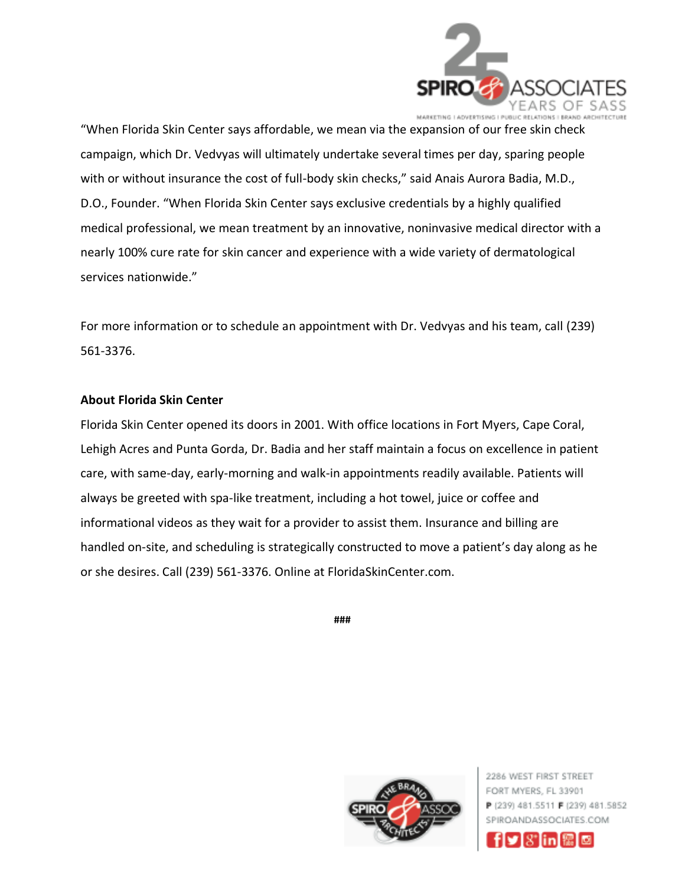"When Florida Skin Center says affordable, we mean via the expansion of our free skin check campaign, which Dr. Vedvyas will ultimately undertake several times per day, sparing people with or without insurance the cost of full-body skin checks," said Anais Aurora Badia, M.D., D.O., Founder. "When Florida Skin Center says exclusive credentials by a highly qualified medical professional, we mean treatment by an innovative, noninvasive medical director with a nearly 100% cure rate for skin cancer and experience with a wide variety of dermatological services nationwide."

For more information or to schedule an appointment with Dr. Vedvyas and his team, call (239) 561-3376.

**About Florida Skin Center**

Florida Skin Center opened its doors in 2001. With office locations in Fort Myers, Cape Coral, Lehigh Acres and Punta Gorda, Dr. Badia and her staff maintain a focus on excellence in patient care, with same-day, early-morning and walk-in appointments readily available. Patients will always be greeted with spa-like treatment, including a hot towel, juice or coffee and informational videos as they wait for a provider to assist them. Insurance and billing are handled on-site, and scheduling is strategically constructed to move a patient's day along as he or she desires. Call (239) 561-3376. Online at FloridaSkinCenter.com.

###

2286 WEST FIRST STREET
FORT MYERS, FL 33901
**P** (239) 481.5511 **F** (239) 481.5852
SPIROANDASSOCIATES.COM